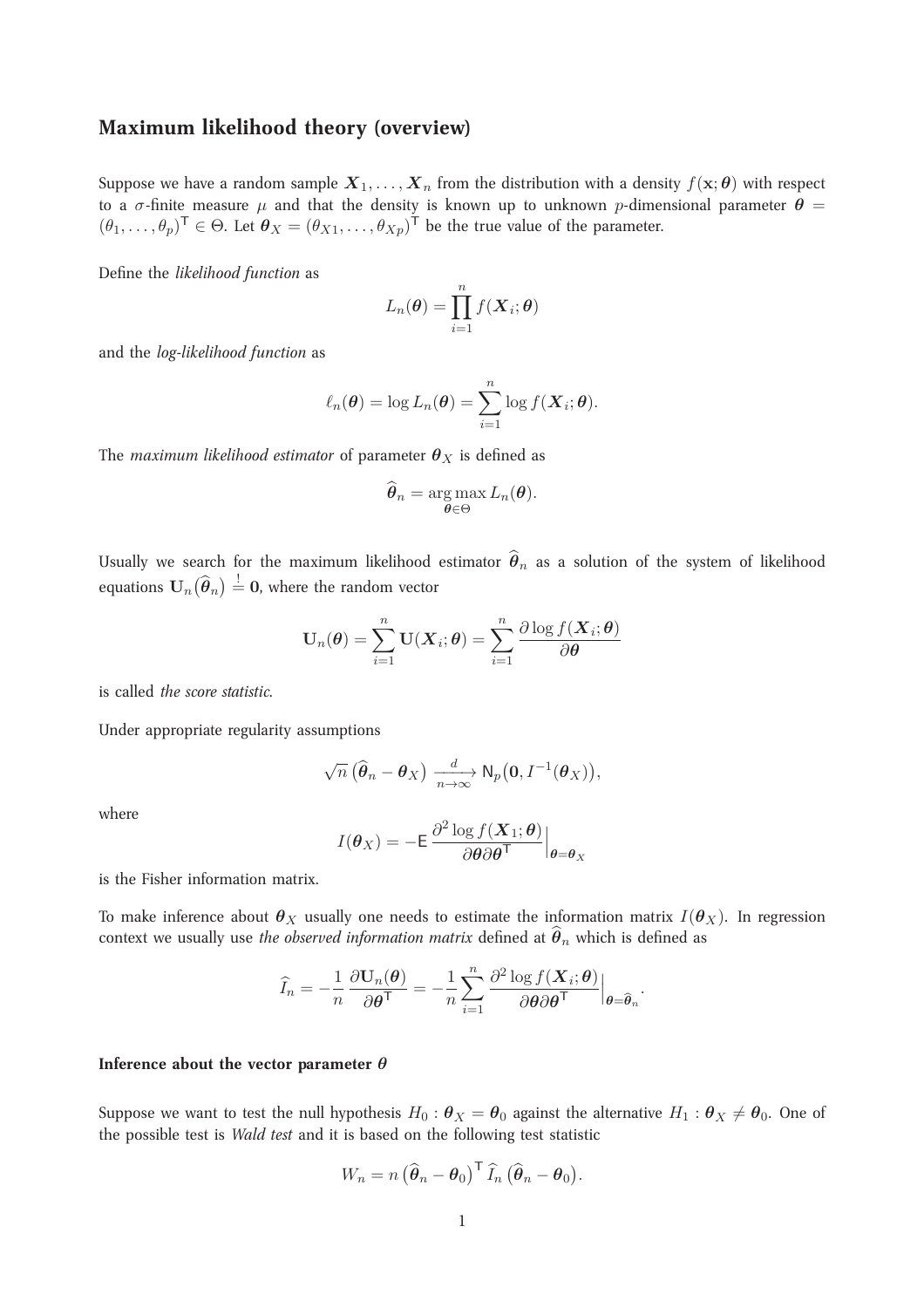## Maximum likelihood theory (overview)

Suppose we have a random sample $\boldsymbol{X}_1, \ldots, \boldsymbol{X}_n$ from the distribution with a density $f(\mathbf{x}; \boldsymbol{\theta})$ with respect to a $\sigma$-finite measure $\mu$ and that the density is known up to unknown $p$-dimensional parameter $\boldsymbol{\theta} = (\theta_1, \ldots, \theta_p)^\mathsf{T} \in \Theta$. Let $\boldsymbol{\theta}_X = (\theta_{X1}, \ldots, \theta_{Xp})^\mathsf{T}$ be the true value of the parameter.

Define the *likelihood function* as

$$L_n(\boldsymbol{\theta}) = \prod_{i=1}^{n} f(\boldsymbol{X}_i; \boldsymbol{\theta})$$

and the *log-likelihood function* as

$$\ell_n(\boldsymbol{\theta}) = \log L_n(\boldsymbol{\theta}) = \sum_{i=1}^{n} \log f(\boldsymbol{X}_i; \boldsymbol{\theta}).$$

The *maximum likelihood estimator* of parameter $\boldsymbol{\theta}_X$ is defined as

$$\widehat{\boldsymbol{\theta}}_n = \underset{\boldsymbol{\theta} \in \Theta}{\arg\max}\, L_n(\boldsymbol{\theta}).$$

Usually we search for the maximum likelihood estimator $\widehat{\boldsymbol{\theta}}_n$ as a solution of the system of likelihood equations $\mathbf{U}_n(\widehat{\boldsymbol{\theta}}_n) \overset{!}{=} \mathbf{0}$, where the random vector

$$\mathbf{U}_n(\boldsymbol{\theta}) = \sum_{i=1}^{n} \mathbf{U}(\boldsymbol{X}_i; \boldsymbol{\theta}) = \sum_{i=1}^{n} \frac{\partial \log f(\boldsymbol{X}_i; \boldsymbol{\theta})}{\partial \boldsymbol{\theta}}$$

is called *the score statistic*.

Under appropriate regularity assumptions

$$\sqrt{n}\left(\widehat{\boldsymbol{\theta}}_n - \boldsymbol{\theta}_X\right) \xrightarrow[n \to \infty]{d} \mathsf{N}_p\big(\mathbf{0}, I^{-1}(\boldsymbol{\theta}_X)\big),$$

where

$$I(\boldsymbol{\theta}_X) = -\mathsf{E}\, \frac{\partial^2 \log f(\boldsymbol{X}_1; \boldsymbol{\theta})}{\partial \boldsymbol{\theta} \partial \boldsymbol{\theta}^\mathsf{T}}\Big|_{\boldsymbol{\theta} = \boldsymbol{\theta}_X}$$

is the Fisher information matrix.

To make inference about $\boldsymbol{\theta}_X$ usually one needs to estimate the information matrix $I(\boldsymbol{\theta}_X)$. In regression context we usually use *the observed information matrix* defined at $\widehat{\boldsymbol{\theta}}_n$ which is defined as

$$\widehat{I}_n = -\frac{1}{n}\, \frac{\partial \mathbf{U}_n(\boldsymbol{\theta})}{\partial \boldsymbol{\theta}^\mathsf{T}} = -\frac{1}{n} \sum_{i=1}^{n} \frac{\partial^2 \log f(\boldsymbol{X}_i; \boldsymbol{\theta})}{\partial \boldsymbol{\theta} \partial \boldsymbol{\theta}^\mathsf{T}}\Big|_{\boldsymbol{\theta} = \widehat{\boldsymbol{\theta}}_n}.$$

#### Inference about the vector parameter $\theta$

Suppose we want to test the null hypothesis $H_0 : \boldsymbol{\theta}_X = \boldsymbol{\theta}_0$ against the alternative $H_1 : \boldsymbol{\theta}_X \neq \boldsymbol{\theta}_0$. One of the possible test is *Wald test* and it is based on the following test statistic

$$W_n = n\left(\widehat{\boldsymbol{\theta}}_n - \boldsymbol{\theta}_0\right)^\mathsf{T} \widehat{I}_n \left(\widehat{\boldsymbol{\theta}}_n - \boldsymbol{\theta}_0\right).$$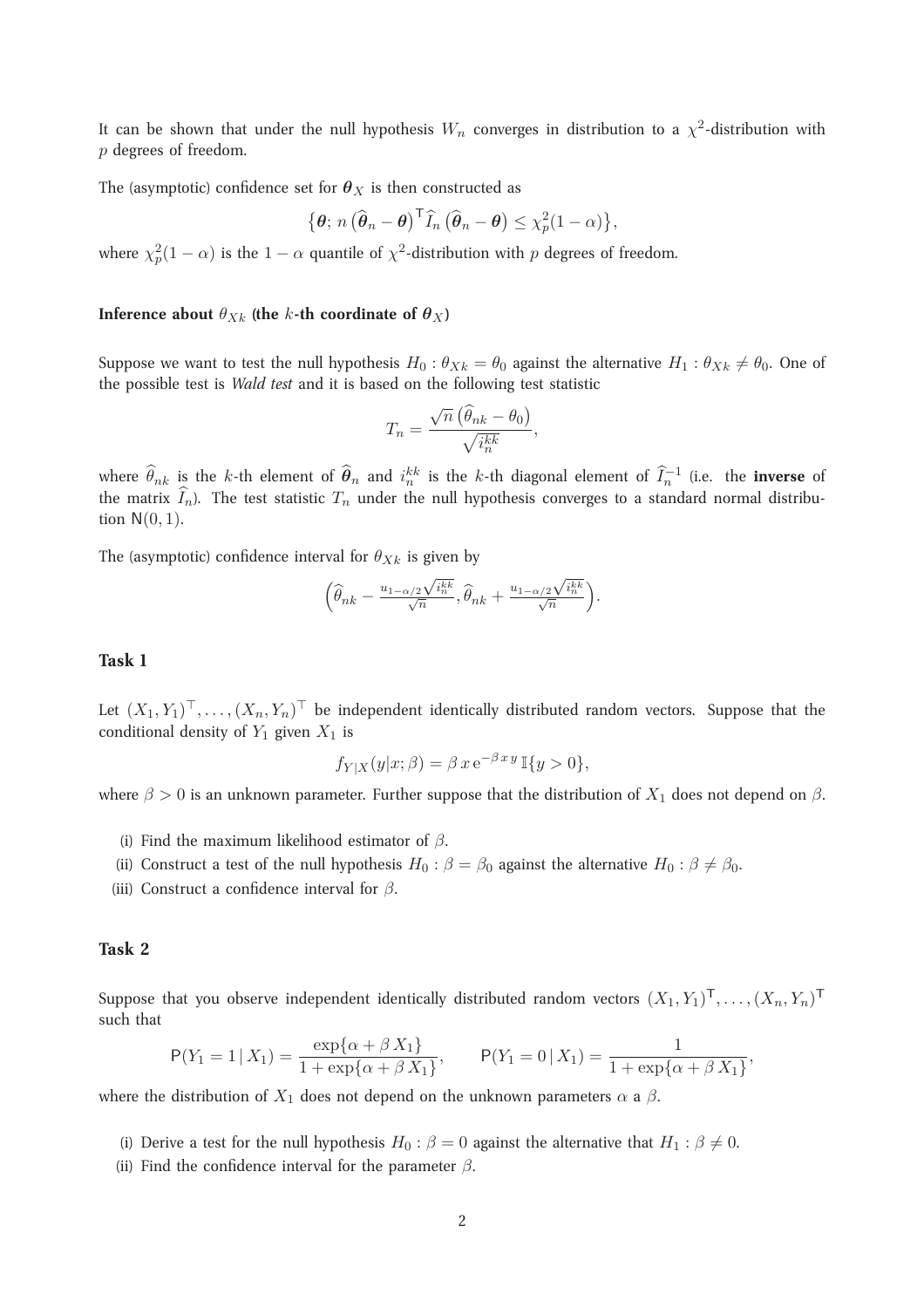It can be shown that under the null hypothesis $W_n$ converges in distribution to a $\chi^2$-distribution with $p$ degrees of freedom.

The (asymptotic) confidence set for $\boldsymbol{\theta}_X$ is then constructed as

$$\big\{\boldsymbol{\theta};\ n\,\big(\widehat{\boldsymbol{\theta}}_n - \boldsymbol{\theta}\big)^{\mathsf{T}} \widehat{I}_n\,\big(\widehat{\boldsymbol{\theta}}_n - \boldsymbol{\theta}\big) \leq \chi^2_p(1-\alpha)\big\},$$

where $\chi^2_p(1-\alpha)$ is the $1-\alpha$ quantile of $\chi^2$-distribution with $p$ degrees of freedom.

#### Inference about $\theta_{Xk}$ (the $k$-th coordinate of $\boldsymbol{\theta}_X$)

Suppose we want to test the null hypothesis $H_0 : \theta_{Xk} = \theta_0$ against the alternative $H_1 : \theta_{Xk} \neq \theta_0$. One of the possible test is *Wald test* and it is based on the following test statistic

$$T_n = \frac{\sqrt{n}\,\big(\widehat{\theta}_{nk} - \theta_0\big)}{\sqrt{i_n^{kk}}},$$

where $\widehat{\theta}_{nk}$ is the $k$-th element of $\widehat{\boldsymbol{\theta}}_n$ and $i_n^{kk}$ is the $k$-th diagonal element of $\widehat{I}_n^{-1}$ (i.e. the **inverse** of the matrix $\widehat{I}_n$). The test statistic $T_n$ under the null hypothesis converges to a standard normal distribution $\mathsf{N}(0,1)$.

The (asymptotic) confidence interval for $\theta_{Xk}$ is given by

$$\Big(\widehat{\theta}_{nk} - \tfrac{u_{1-\alpha/2}\sqrt{i_n^{kk}}}{\sqrt{n}}, \widehat{\theta}_{nk} + \tfrac{u_{1-\alpha/2}\sqrt{i_n^{kk}}}{\sqrt{n}}\Big).$$

### Task 1

Let $(X_1, Y_1)^{\top}, \ldots, (X_n, Y_n)^{\top}$ be independent identically distributed random vectors. Suppose that the conditional density of $Y_1$ given $X_1$ is

$$f_{Y|X}(y|x;\beta) = \beta\, x\, \mathrm{e}^{-\beta\, x\, y}\, \mathbb{I}\{y > 0\},$$

where $\beta > 0$ is an unknown parameter. Further suppose that the distribution of $X_1$ does not depend on $\beta$.

(i) Find the maximum likelihood estimator of $\beta$.

(ii) Construct a test of the null hypothesis $H_0 : \beta = \beta_0$ against the alternative $H_0 : \beta \neq \beta_0$.

(iii) Construct a confidence interval for $\beta$.

### Task 2

Suppose that you observe independent identically distributed random vectors $(X_1, Y_1)^{\mathsf{T}}, \ldots, (X_n, Y_n)^{\mathsf{T}}$ such that

$$\mathsf{P}(Y_1 = 1 \,|\, X_1) = \frac{\exp\{\alpha + \beta\, X_1\}}{1 + \exp\{\alpha + \beta\, X_1\}}, \qquad \mathsf{P}(Y_1 = 0 \,|\, X_1) = \frac{1}{1 + \exp\{\alpha + \beta\, X_1\}},$$

where the distribution of $X_1$ does not depend on the unknown parameters $\alpha$ a $\beta$.

(i) Derive a test for the null hypothesis $H_0 : \beta = 0$ against the alternative that $H_1 : \beta \neq 0$.

(ii) Find the confidence interval for the parameter $\beta$.